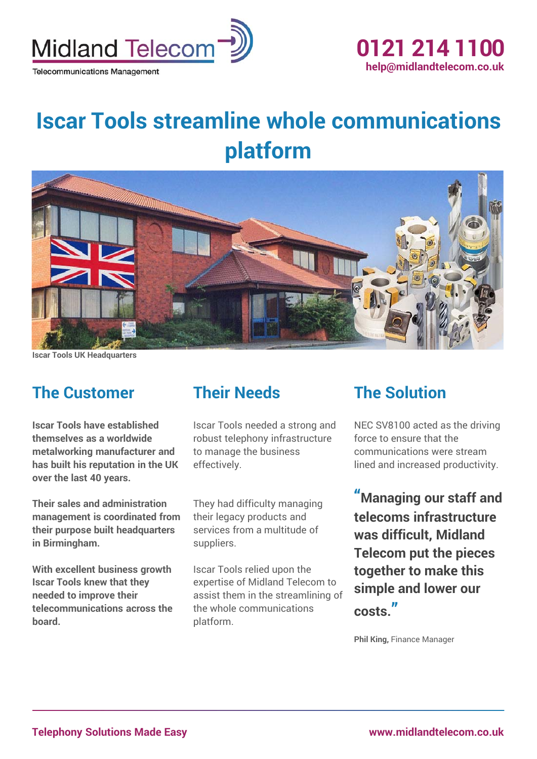Midland Telecom

Telecommunications Management

**0121 214 1100**
**help@midlandtelecom.co.uk**

# Iscar Tools streamline whole communications platform

Iscar Tools UK Headquarters

## The Customer

**Iscar Tools have established themselves as a worldwide metalworking manufacturer and has built his reputation in the UK over the last 40 years.**

**Their sales and administration management is coordinated from their purpose built headquarters in Birmingham.**

**With excellent business growth Iscar Tools knew that they needed to improve their telecommunications across the board.**

## Their Needs

Iscar Tools needed a strong and robust telephony infrastructure to manage the business effectively.

They had difficulty managing their legacy products and services from a multitude of suppliers.

Iscar Tools relied upon the expertise of Midland Telecom to assist them in the streamlining of the whole communications platform.

## The Solution

NEC SV8100 acted as the driving force to ensure that the communications were stream lined and increased productivity.

> **"Managing our staff and telecoms infrastructure was difficult, Midland Telecom put the pieces together to make this simple and lower our costs."**

**Phil King,** Finance Manager

**Telephony Solutions Made Easy** **www.midlandtelecom.co.uk**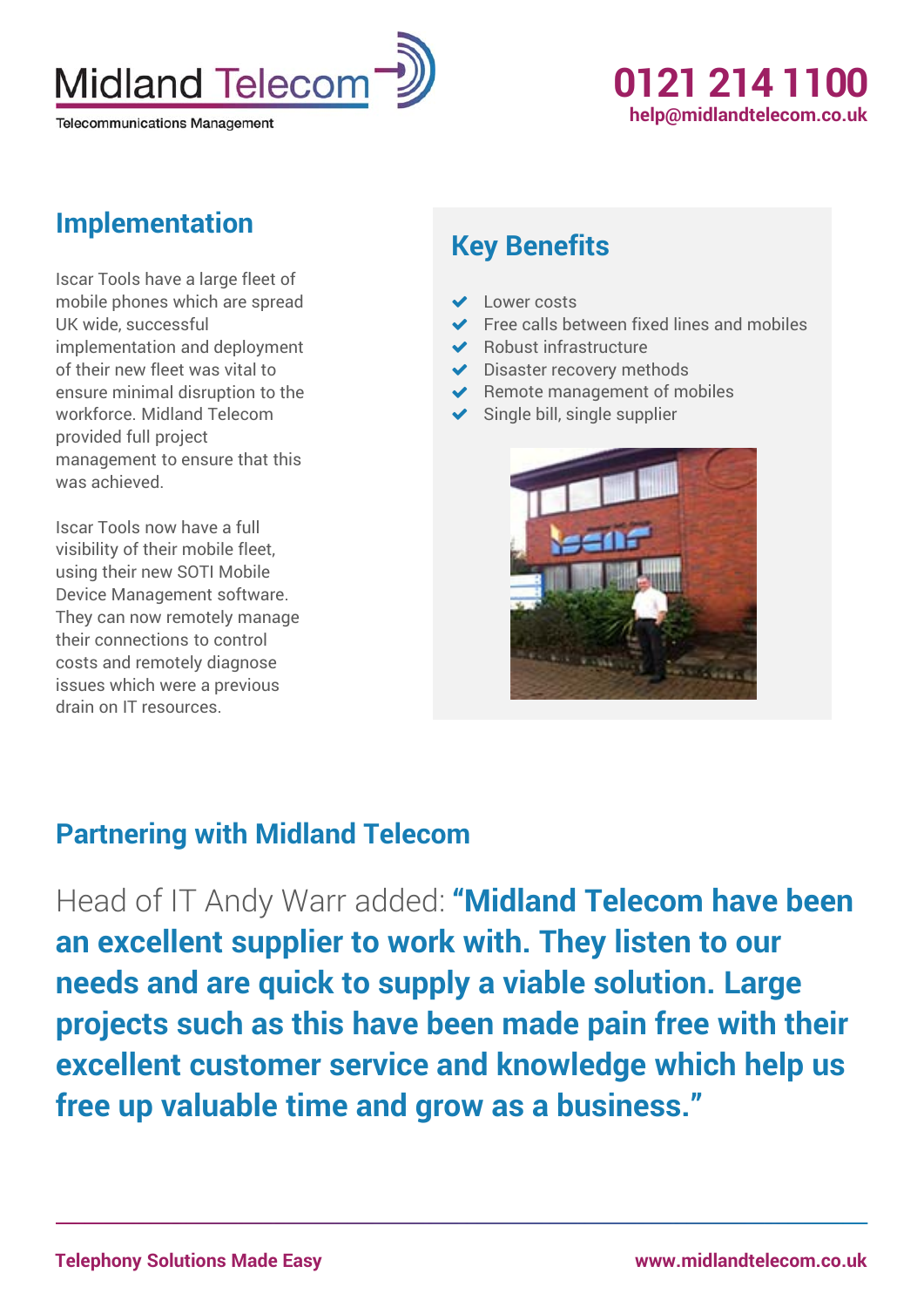Midland Telecom

Telecommunications Management

**0121 214 1100**
**help@midlandtelecom.co.uk**

## Implementation

Iscar Tools have a large fleet of mobile phones which are spread UK wide, successful implementation and deployment of their new fleet was vital to ensure minimal disruption to the workforce. Midland Telecom provided full project management to ensure that this was achieved.

Iscar Tools now have a full visibility of their mobile fleet, using their new SOTI Mobile Device Management software. They can now remotely manage their connections to control costs and remotely diagnose issues which were a previous drain on IT resources.

## Key Benefits

- Lower costs
- Free calls between fixed lines and mobiles
- Robust infrastructure
- Disaster recovery methods
- Remote management of mobiles
- Single bill, single supplier

## Partnering with Midland Telecom

Head of IT Andy Warr added: **"Midland Telecom have been an excellent supplier to work with. They listen to our needs and are quick to supply a viable solution. Large projects such as this have been made pain free with their excellent customer service and knowledge which help us free up valuable time and grow as a business."**

**Telephony Solutions Made Easy** **www.midlandtelecom.co.uk**